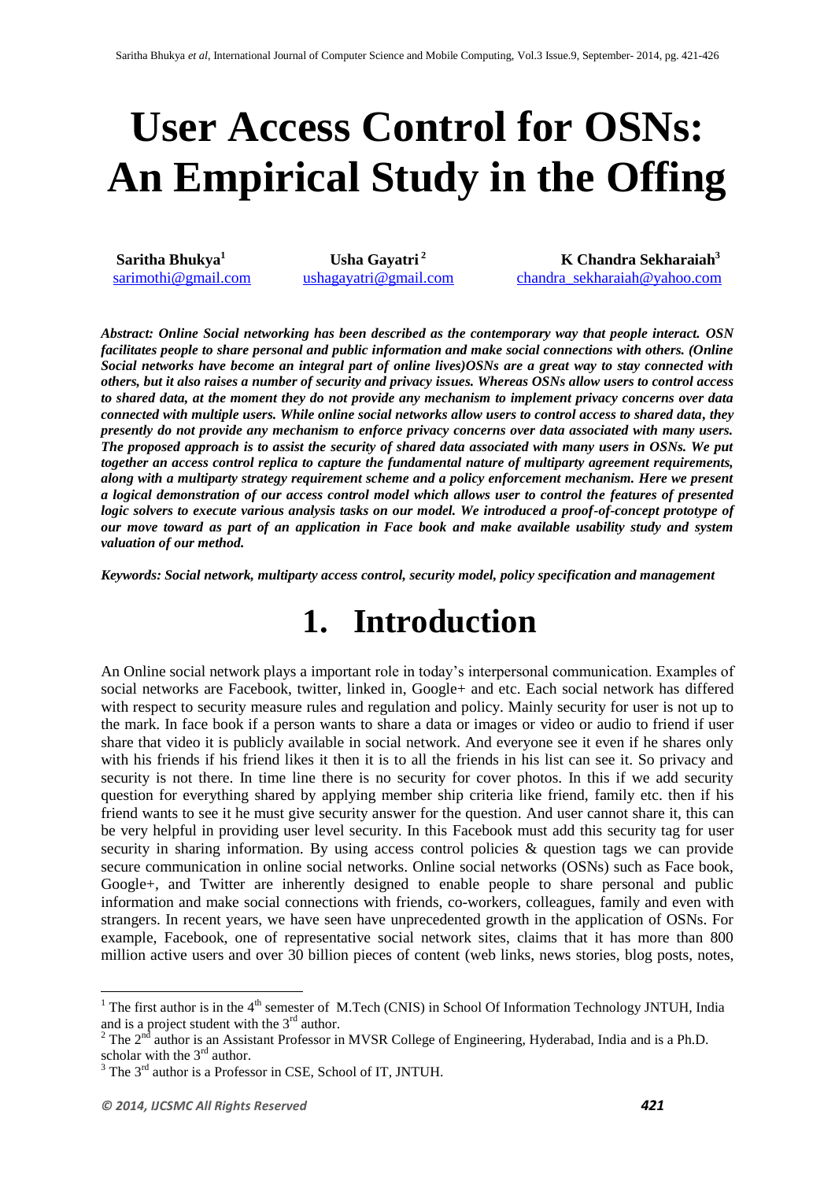# User Access Control for OSNs: An Empirical Study in the Offing

**Saritha Bhukya**[1]
sarimothi@gmail.com

**Usha Gayatri**[2]
ushagayatri@gmail.com

**K Chandra Sekharaiah**[3]
chandra_sekharaiah@yahoo.com

***Abstract: Online Social networking has been described as the contemporary way that people interact. OSN facilitates people to share personal and public information and make social connections with others. (Online Social networks have become an integral part of online lives)OSNs are a great way to stay connected with others, but it also raises a number of security and privacy issues. Whereas OSNs allow users to control access to shared data, at the moment they do not provide any mechanism to implement privacy concerns over data connected with multiple users. While online social networks allow users to control access to shared data, they presently do not provide any mechanism to enforce privacy concerns over data associated with many users. The proposed approach is to assist the security of shared data associated with many users in OSNs. We put together an access control replica to capture the fundamental nature of multiparty agreement requirements, along with a multiparty strategy requirement scheme and a policy enforcement mechanism. Here we present a logical demonstration of our access control model which allows user to control the features of presented logic solvers to execute various analysis tasks on our model. We introduced a proof-of-concept prototype of our move toward as part of an application in Face book and make available usability study and system valuation of our method.***

***Keywords: Social network, multiparty access control, security model, policy specification and management***

# 1. Introduction

An Online social network plays a important role in today's interpersonal communication. Examples of social networks are Facebook, twitter, linked in, Google+ and etc. Each social network has differed with respect to security measure rules and regulation and policy. Mainly security for user is not up to the mark. In face book if a person wants to share a data or images or video or audio to friend if user share that video it is publicly available in social network. And everyone see it even if he shares only with his friends if his friend likes it then it is to all the friends in his list can see it. So privacy and security is not there. In time line there is no security for cover photos. In this if we add security question for everything shared by applying member ship criteria like friend, family etc. then if his friend wants to see it he must give security answer for the question. And user cannot share it, this can be very helpful in providing user level security. In this Facebook must add this security tag for user security in sharing information. By using access control policies & question tags we can provide secure communication in online social networks. Online social networks (OSNs) such as Face book, Google+, and Twitter are inherently designed to enable people to share personal and public information and make social connections with friends, co-workers, colleagues, family and even with strangers. In recent years, we have seen have unprecedented growth in the application of OSNs. For example, Facebook, one of representative social network sites, claims that it has more than 800 million active users and over 30 billion pieces of content (web links, news stories, blog posts, notes,

---

[1] The first author is in the 4th semester of M.Tech (CNIS) in School Of Information Technology JNTUH, India and is a project student with the 3rd author.

[2] The 2nd author is an Assistant Professor in MVSR College of Engineering, Hyderabad, India and is a Ph.D. scholar with the 3rd author.

[3] The 3rd author is a Professor in CSE, School of IT, JNTUH.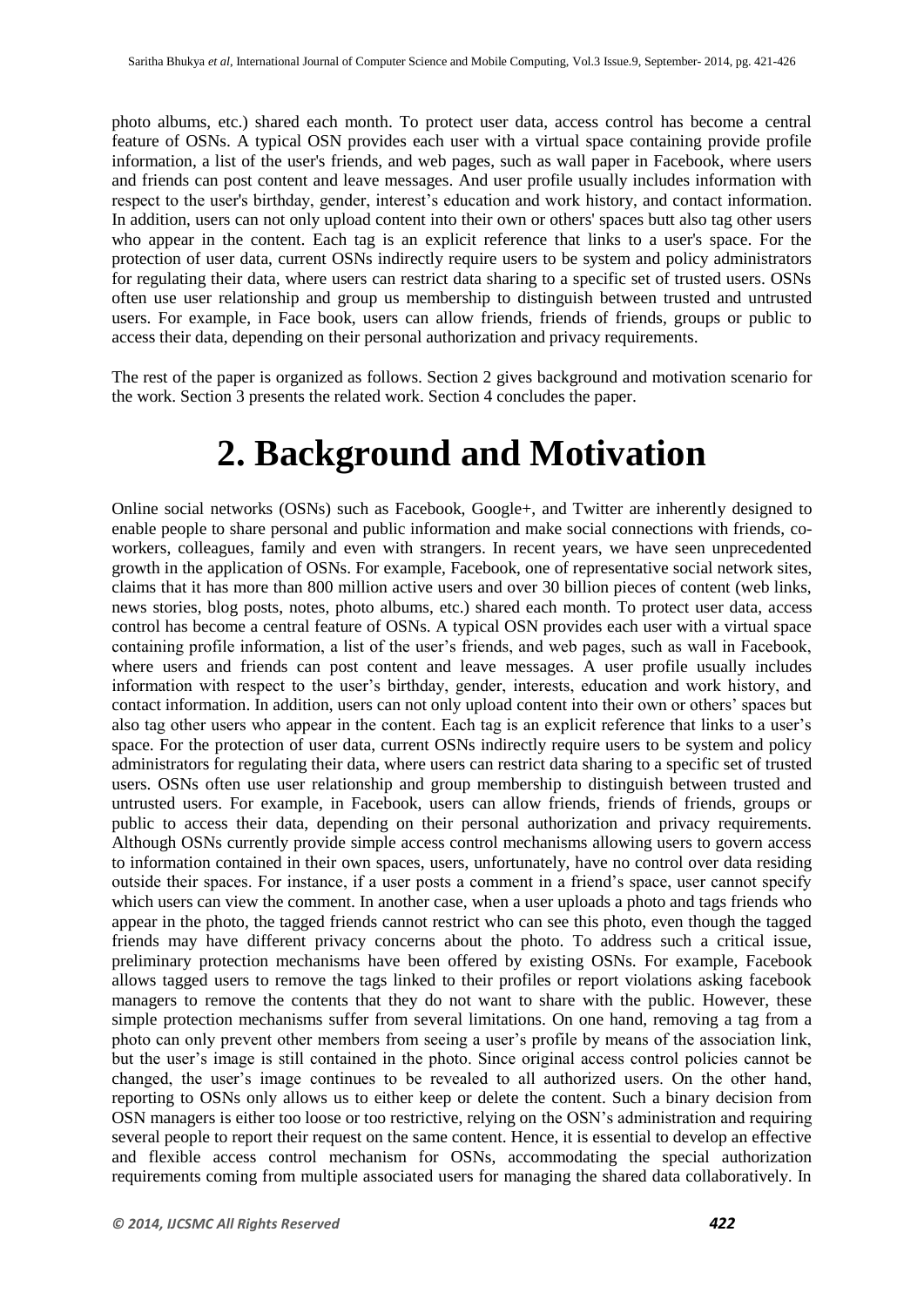photo albums, etc.) shared each month. To protect user data, access control has become a central feature of OSNs. A typical OSN provides each user with a virtual space containing provide profile information, a list of the user's friends, and web pages, such as wall paper in Facebook, where users and friends can post content and leave messages. And user profile usually includes information with respect to the user's birthday, gender, interest's education and work history, and contact information. In addition, users can not only upload content into their own or others' spaces butt also tag other users who appear in the content. Each tag is an explicit reference that links to a user's space. For the protection of user data, current OSNs indirectly require users to be system and policy administrators for regulating their data, where users can restrict data sharing to a specific set of trusted users. OSNs often use user relationship and group us membership to distinguish between trusted and untrusted users. For example, in Face book, users can allow friends, friends of friends, groups or public to access their data, depending on their personal authorization and privacy requirements.

The rest of the paper is organized as follows. Section 2 gives background and motivation scenario for the work. Section 3 presents the related work. Section 4 concludes the paper.

# 2. Background and Motivation

Online social networks (OSNs) such as Facebook, Google+, and Twitter are inherently designed to enable people to share personal and public information and make social connections with friends, co-workers, colleagues, family and even with strangers. In recent years, we have seen unprecedented growth in the application of OSNs. For example, Facebook, one of representative social network sites, claims that it has more than 800 million active users and over 30 billion pieces of content (web links, news stories, blog posts, notes, photo albums, etc.) shared each month. To protect user data, access control has become a central feature of OSNs. A typical OSN provides each user with a virtual space containing profile information, a list of the user's friends, and web pages, such as wall in Facebook, where users and friends can post content and leave messages. A user profile usually includes information with respect to the user's birthday, gender, interests, education and work history, and contact information. In addition, users can not only upload content into their own or others' spaces but also tag other users who appear in the content. Each tag is an explicit reference that links to a user's space. For the protection of user data, current OSNs indirectly require users to be system and policy administrators for regulating their data, where users can restrict data sharing to a specific set of trusted users. OSNs often use user relationship and group membership to distinguish between trusted and untrusted users. For example, in Facebook, users can allow friends, friends of friends, groups or public to access their data, depending on their personal authorization and privacy requirements. Although OSNs currently provide simple access control mechanisms allowing users to govern access to information contained in their own spaces, users, unfortunately, have no control over data residing outside their spaces. For instance, if a user posts a comment in a friend's space, user cannot specify which users can view the comment. In another case, when a user uploads a photo and tags friends who appear in the photo, the tagged friends cannot restrict who can see this photo, even though the tagged friends may have different privacy concerns about the photo. To address such a critical issue, preliminary protection mechanisms have been offered by existing OSNs. For example, Facebook allows tagged users to remove the tags linked to their profiles or report violations asking facebook managers to remove the contents that they do not want to share with the public. However, these simple protection mechanisms suffer from several limitations. On one hand, removing a tag from a photo can only prevent other members from seeing a user's profile by means of the association link, but the user's image is still contained in the photo. Since original access control policies cannot be changed, the user's image continues to be revealed to all authorized users. On the other hand, reporting to OSNs only allows us to either keep or delete the content. Such a binary decision from OSN managers is either too loose or too restrictive, relying on the OSN's administration and requiring several people to report their request on the same content. Hence, it is essential to develop an effective and flexible access control mechanism for OSNs, accommodating the special authorization requirements coming from multiple associated users for managing the shared data collaboratively. In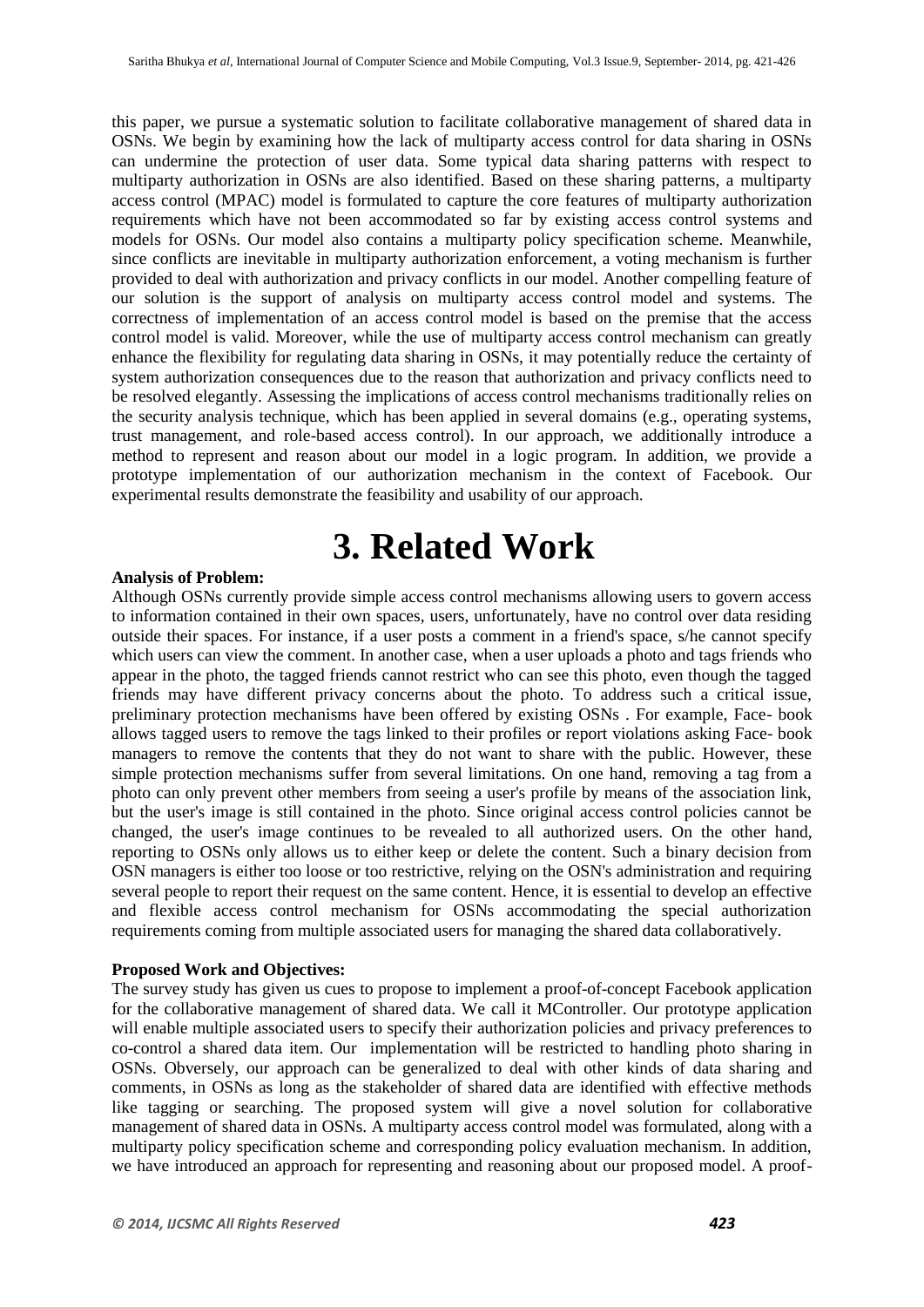this paper, we pursue a systematic solution to facilitate collaborative management of shared data in OSNs. We begin by examining how the lack of multiparty access control for data sharing in OSNs can undermine the protection of user data. Some typical data sharing patterns with respect to multiparty authorization in OSNs are also identified. Based on these sharing patterns, a multiparty access control (MPAC) model is formulated to capture the core features of multiparty authorization requirements which have not been accommodated so far by existing access control systems and models for OSNs. Our model also contains a multiparty policy specification scheme. Meanwhile, since conflicts are inevitable in multiparty authorization enforcement, a voting mechanism is further provided to deal with authorization and privacy conflicts in our model. Another compelling feature of our solution is the support of analysis on multiparty access control model and systems. The correctness of implementation of an access control model is based on the premise that the access control model is valid. Moreover, while the use of multiparty access control mechanism can greatly enhance the flexibility for regulating data sharing in OSNs, it may potentially reduce the certainty of system authorization consequences due to the reason that authorization and privacy conflicts need to be resolved elegantly. Assessing the implications of access control mechanisms traditionally relies on the security analysis technique, which has been applied in several domains (e.g., operating systems, trust management, and role-based access control). In our approach, we additionally introduce a method to represent and reason about our model in a logic program. In addition, we provide a prototype implementation of our authorization mechanism in the context of Facebook. Our experimental results demonstrate the feasibility and usability of our approach.

# 3. Related Work

**Analysis of Problem:**

Although OSNs currently provide simple access control mechanisms allowing users to govern access to information contained in their own spaces, users, unfortunately, have no control over data residing outside their spaces. For instance, if a user posts a comment in a friend's space, s/he cannot specify which users can view the comment. In another case, when a user uploads a photo and tags friends who appear in the photo, the tagged friends cannot restrict who can see this photo, even though the tagged friends may have different privacy concerns about the photo. To address such a critical issue, preliminary protection mechanisms have been offered by existing OSNs . For example, Face- book allows tagged users to remove the tags linked to their profiles or report violations asking Face- book managers to remove the contents that they do not want to share with the public. However, these simple protection mechanisms suffer from several limitations. On one hand, removing a tag from a photo can only prevent other members from seeing a user's profile by means of the association link, but the user's image is still contained in the photo. Since original access control policies cannot be changed, the user's image continues to be revealed to all authorized users. On the other hand, reporting to OSNs only allows us to either keep or delete the content. Such a binary decision from OSN managers is either too loose or too restrictive, relying on the OSN's administration and requiring several people to report their request on the same content. Hence, it is essential to develop an effective and flexible access control mechanism for OSNs accommodating the special authorization requirements coming from multiple associated users for managing the shared data collaboratively.

**Proposed Work and Objectives:**

The survey study has given us cues to propose to implement a proof-of-concept Facebook application for the collaborative management of shared data. We call it MController. Our prototype application will enable multiple associated users to specify their authorization policies and privacy preferences to co-control a shared data item. Our implementation will be restricted to handling photo sharing in OSNs. Obversely, our approach can be generalized to deal with other kinds of data sharing and comments, in OSNs as long as the stakeholder of shared data are identified with effective methods like tagging or searching. The proposed system will give a novel solution for collaborative management of shared data in OSNs. A multiparty access control model was formulated, along with a multiparty policy specification scheme and corresponding policy evaluation mechanism. In addition, we have introduced an approach for representing and reasoning about our proposed model. A proof-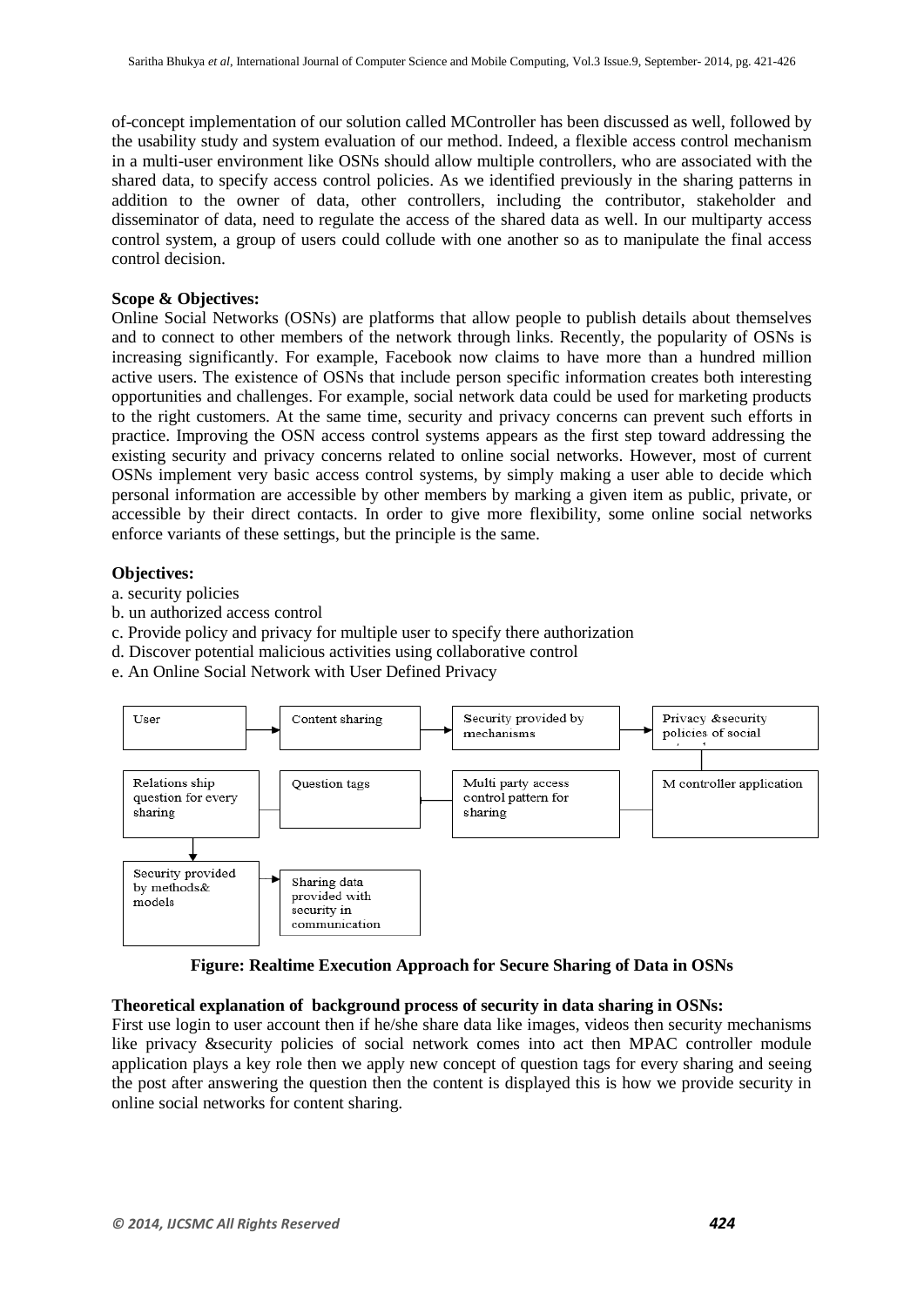of-concept implementation of our solution called MController has been discussed as well, followed by the usability study and system evaluation of our method. Indeed, a flexible access control mechanism in a multi-user environment like OSNs should allow multiple controllers, who are associated with the shared data, to specify access control policies. As we identified previously in the sharing patterns in addition to the owner of data, other controllers, including the contributor, stakeholder and disseminator of data, need to regulate the access of the shared data as well. In our multiparty access control system, a group of users could collude with one another so as to manipulate the final access control decision.

**Scope & Objectives:**

Online Social Networks (OSNs) are platforms that allow people to publish details about themselves and to connect to other members of the network through links. Recently, the popularity of OSNs is increasing significantly. For example, Facebook now claims to have more than a hundred million active users. The existence of OSNs that include person specific information creates both interesting opportunities and challenges. For example, social network data could be used for marketing products to the right customers. At the same time, security and privacy concerns can prevent such efforts in practice. Improving the OSN access control systems appears as the first step toward addressing the existing security and privacy concerns related to online social networks. However, most of current OSNs implement very basic access control systems, by simply making a user able to decide which personal information are accessible by other members by marking a given item as public, private, or accessible by their direct contacts. In order to give more flexibility, some online social networks enforce variants of these settings, but the principle is the same.

**Objectives:**

a. security policies
b. un authorized access control
c. Provide policy and privacy for multiple user to specify there authorization
d. Discover potential malicious activities using collaborative control
e. An Online Social Network with User Defined Privacy

User
Content sharing
Security provided by mechanisms
Privacy &security policies of social
Relations ship question for every sharing
Question tags
Multi party access control pattern for sharing
M controller application
Security provided by methods& models
Sharing data provided with security in communication

**Figure: Realtime Execution Approach for Secure Sharing of Data in OSNs**

**Theoretical explanation of background process of security in data sharing in OSNs:**

First use login to user account then if he/she share data like images, videos then security mechanisms like privacy &security policies of social network comes into act then MPAC controller module application plays a key role then we apply new concept of question tags for every sharing and seeing the post after answering the question then the content is displayed this is how we provide security in online social networks for content sharing.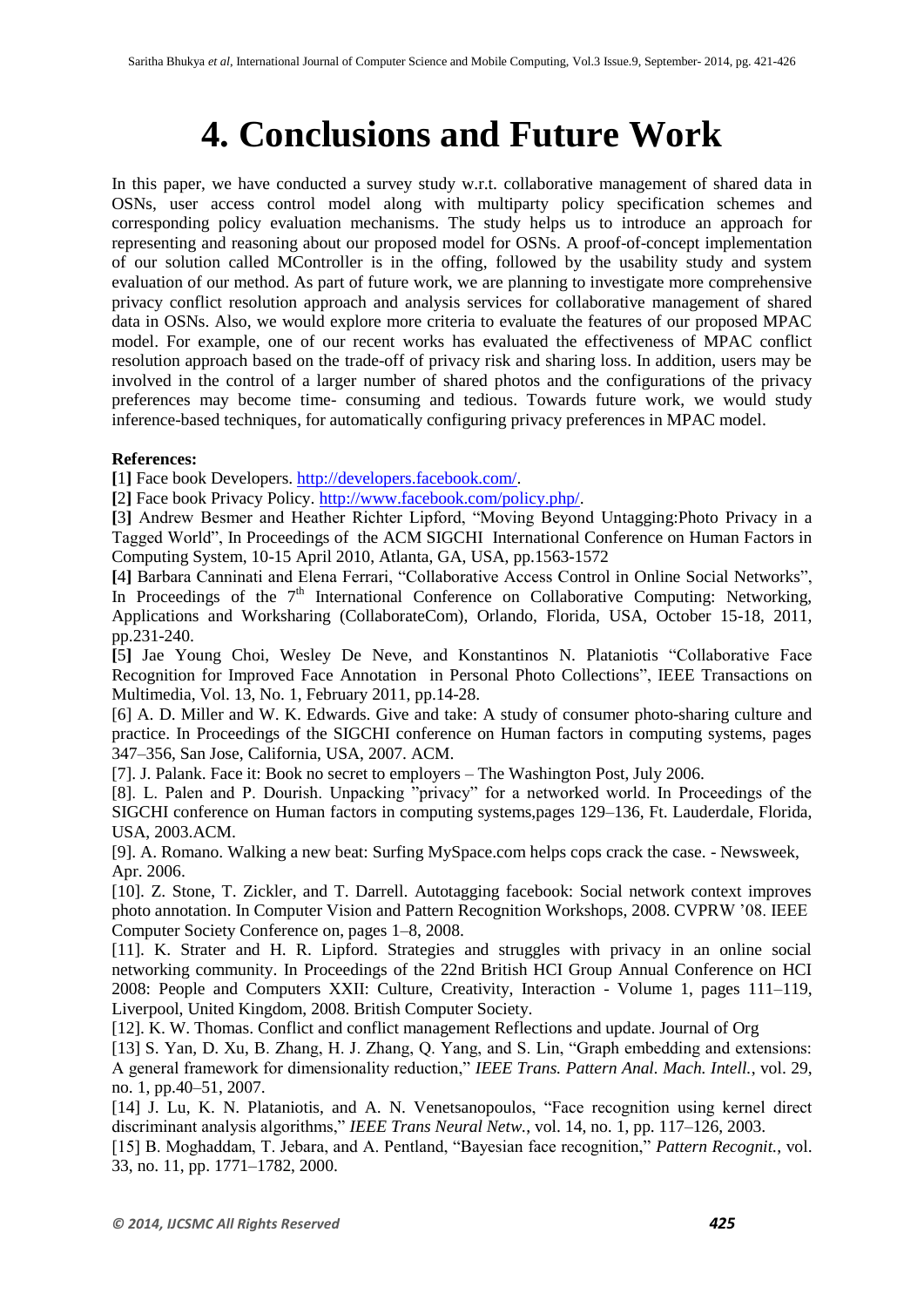# 4. Conclusions and Future Work

In this paper, we have conducted a survey study w.r.t. collaborative management of shared data in OSNs, user access control model along with multiparty policy specification schemes and corresponding policy evaluation mechanisms. The study helps us to introduce an approach for representing and reasoning about our proposed model for OSNs. A proof-of-concept implementation of our solution called MController is in the offing, followed by the usability study and system evaluation of our method. As part of future work, we are planning to investigate more comprehensive privacy conflict resolution approach and analysis services for collaborative management of shared data in OSNs. Also, we would explore more criteria to evaluate the features of our proposed MPAC model. For example, one of our recent works has evaluated the effectiveness of MPAC conflict resolution approach based on the trade-off of privacy risk and sharing loss. In addition, users may be involved in the control of a larger number of shared photos and the configurations of the privacy preferences may become time- consuming and tedious. Towards future work, we would study inference-based techniques, for automatically configuring privacy preferences in MPAC model.

**References:**

**[1]** Face book Developers. http://developers.facebook.com/.

**[2]** Face book Privacy Policy. http://www.facebook.com/policy.php/.

**[3]** Andrew Besmer and Heather Richter Lipford, "Moving Beyond Untagging:Photo Privacy in a Tagged World", In Proceedings of the ACM SIGCHI International Conference on Human Factors in Computing System, 10-15 April 2010, Atlanta, GA, USA, pp.1563-1572

**[4]** Barbara Canninati and Elena Ferrari, "Collaborative Access Control in Online Social Networks", In Proceedings of the 7th International Conference on Collaborative Computing: Networking, Applications and Worksharing (CollaborateCom), Orlando, Florida, USA, October 15-18, 2011, pp.231-240.

**[5]** Jae Young Choi, Wesley De Neve, and Konstantinos N. Plataniotis "Collaborative Face Recognition for Improved Face Annotation in Personal Photo Collections", IEEE Transactions on Multimedia, Vol. 13, No. 1, February 2011, pp.14-28.

[6] A. D. Miller and W. K. Edwards. Give and take: A study of consumer photo-sharing culture and practice. In Proceedings of the SIGCHI conference on Human factors in computing systems, pages 347–356, San Jose, California, USA, 2007. ACM.

[7]. J. Palank. Face it: Book no secret to employers – The Washington Post, July 2006.

[8]. L. Palen and P. Dourish. Unpacking "privacy" for a networked world. In Proceedings of the SIGCHI conference on Human factors in computing systems,pages 129–136, Ft. Lauderdale, Florida, USA, 2003.ACM.

[9]. A. Romano. Walking a new beat: Surfing MySpace.com helps cops crack the case. - Newsweek, Apr. 2006.

[10]. Z. Stone, T. Zickler, and T. Darrell. Autotagging facebook: Social network context improves photo annotation. In Computer Vision and Pattern Recognition Workshops, 2008. CVPRW '08. IEEE Computer Society Conference on, pages 1–8, 2008.

[11]. K. Strater and H. R. Lipford. Strategies and struggles with privacy in an online social networking community. In Proceedings of the 22nd British HCI Group Annual Conference on HCI 2008: People and Computers XXII: Culture, Creativity, Interaction - Volume 1, pages 111–119, Liverpool, United Kingdom, 2008. British Computer Society.

[12]. K. W. Thomas. Conflict and conflict management Reflections and update. Journal of Org

[13] S. Yan, D. Xu, B. Zhang, H. J. Zhang, Q. Yang, and S. Lin, "Graph embedding and extensions: A general framework for dimensionality reduction," *IEEE Trans. Pattern Anal. Mach. Intell.*, vol. 29, no. 1, pp.40–51, 2007.

[14] J. Lu, K. N. Plataniotis, and A. N. Venetsanopoulos, "Face recognition using kernel direct discriminant analysis algorithms," *IEEE Trans Neural Netw.*, vol. 14, no. 1, pp. 117–126, 2003.

[15] B. Moghaddam, T. Jebara, and A. Pentland, "Bayesian face recognition," *Pattern Recognit.*, vol. 33, no. 11, pp. 1771–1782, 2000.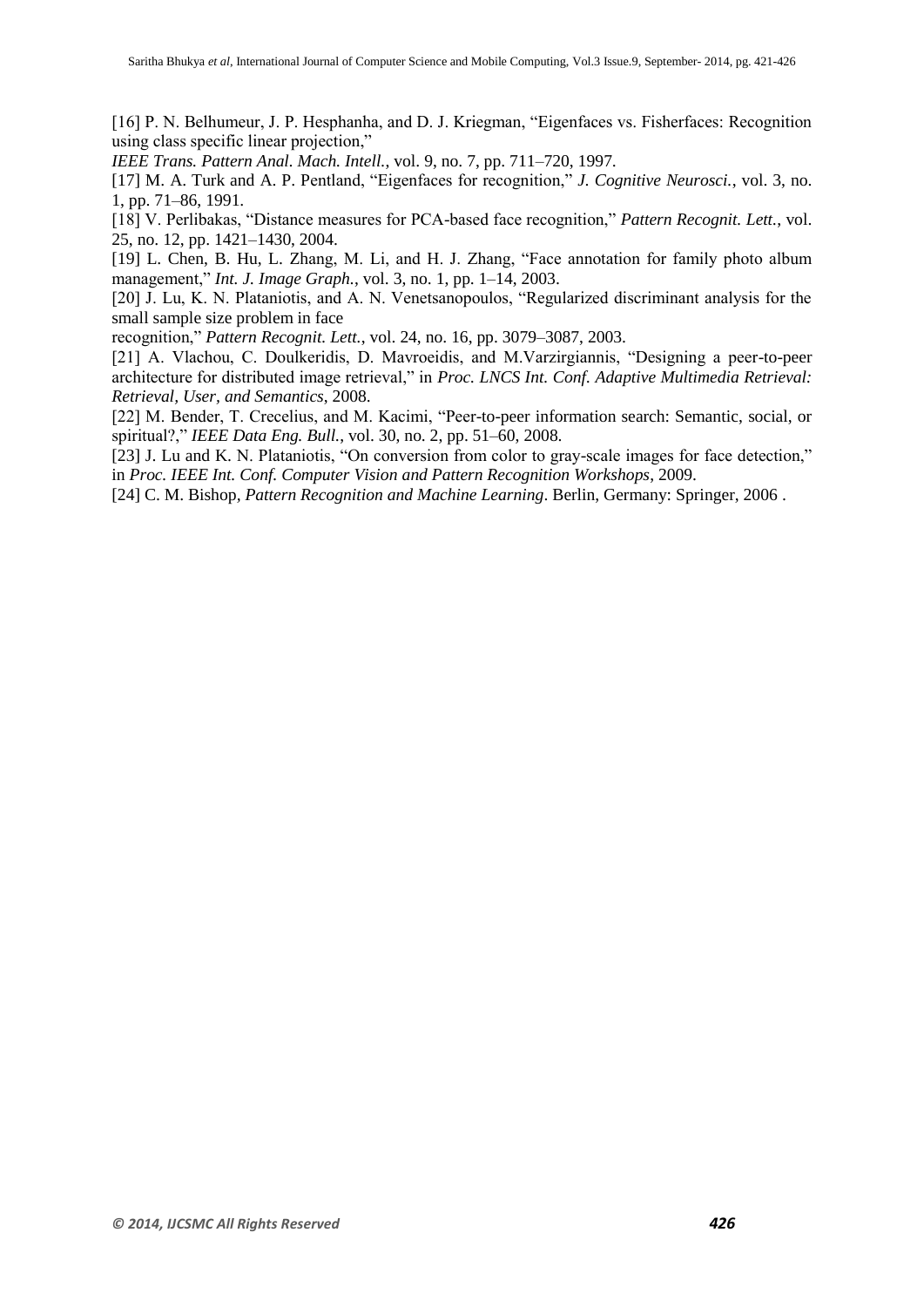[16] P. N. Belhumeur, J. P. Hesphanha, and D. J. Kriegman, "Eigenfaces vs. Fisherfaces: Recognition using class specific linear projection,"
*IEEE Trans. Pattern Anal. Mach. Intell.*, vol. 9, no. 7, pp. 711–720, 1997.

[17] M. A. Turk and A. P. Pentland, "Eigenfaces for recognition," *J. Cognitive Neurosci.*, vol. 3, no. 1, pp. 71–86, 1991.

[18] V. Perlibakas, "Distance measures for PCA-based face recognition," *Pattern Recognit. Lett.*, vol. 25, no. 12, pp. 1421–1430, 2004.

[19] L. Chen, B. Hu, L. Zhang, M. Li, and H. J. Zhang, "Face annotation for family photo album management," *Int. J. Image Graph.*, vol. 3, no. 1, pp. 1–14, 2003.

[20] J. Lu, K. N. Plataniotis, and A. N. Venetsanopoulos, "Regularized discriminant analysis for the small sample size problem in face
recognition," *Pattern Recognit. Lett.*, vol. 24, no. 16, pp. 3079–3087, 2003.

[21] A. Vlachou, C. Doulkeridis, D. Mavroeidis, and M.Varzirgiannis, "Designing a peer-to-peer architecture for distributed image retrieval," in *Proc. LNCS Int. Conf. Adaptive Multimedia Retrieval: Retrieval, User, and Semantics*, 2008.

[22] M. Bender, T. Crecelius, and M. Kacimi, "Peer-to-peer information search: Semantic, social, or spiritual?," *IEEE Data Eng. Bull.*, vol. 30, no. 2, pp. 51–60, 2008.

[23] J. Lu and K. N. Plataniotis, "On conversion from color to gray-scale images for face detection," in *Proc. IEEE Int. Conf. Computer Vision and Pattern Recognition Workshops*, 2009.

[24] C. M. Bishop, *Pattern Recognition and Machine Learning*. Berlin, Germany: Springer, 2006 .